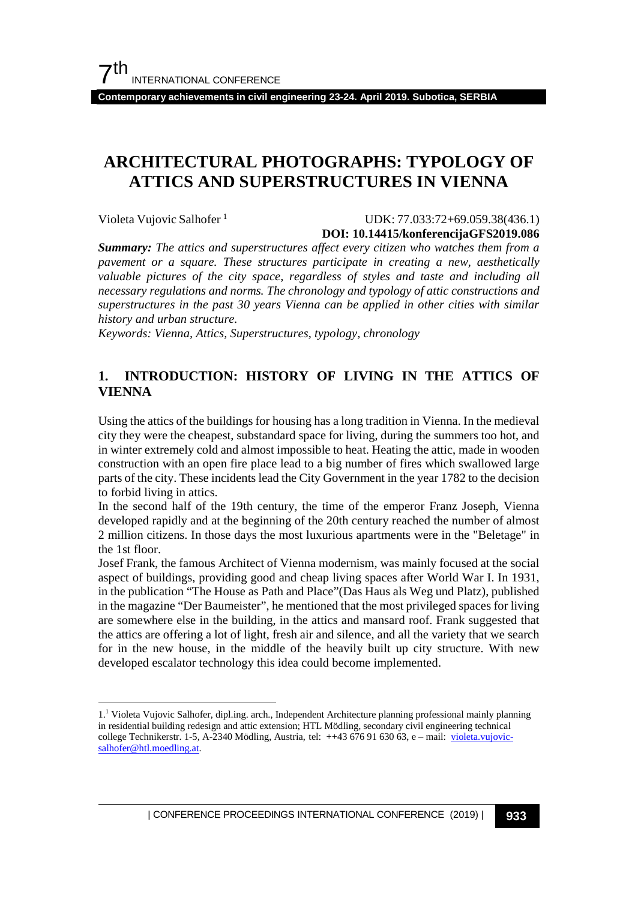# ARCHITECTURAL PHOTOGRAPHS: TYPOLOGY OF ATTICS AND SUPERSTRUCTURES IN VIENNA

Violeta Vujovic Salhofer [1]

UDK: 77.033:72+69.059.38(436.1)

**DOI: 10.14415/konferencijaGFS2019.086**

***Summary:*** *The attics and superstructures affect every citizen who watches them from a pavement or a square. These structures participate in creating a new, aesthetically valuable pictures of the city space, regardless of styles and taste and including all necessary regulations and norms. The chronology and typology of attic constructions and superstructures in the past 30 years Vienna can be applied in other cities with similar history and urban structure.*

*Keywords: Vienna, Attics, Superstructures, typology, chronology*

## 1. INTRODUCTION: HISTORY OF LIVING IN THE ATTICS OF VIENNA

Using the attics of the buildings for housing has a long tradition in Vienna. In the medieval city they were the cheapest, substandard space for living, during the summers too hot, and in winter extremely cold and almost impossible to heat. Heating the attic, made in wooden construction with an open fire place lead to a big number of fires which swallowed large parts of the city. These incidents lead the City Government in the year 1782 to the decision to forbid living in attics.

In the second half of the 19th century, the time of the emperor Franz Joseph, Vienna developed rapidly and at the beginning of the 20th century reached the number of almost 2 million citizens. In those days the most luxurious apartments were in the "Beletage" in the 1st floor.

Josef Frank, the famous Architect of Vienna modernism, was mainly focused at the social aspect of buildings, providing good and cheap living spaces after World War I. In 1931, in the publication "The House as Path and Place"(Das Haus als Weg und Platz), published in the magazine "Der Baumeister", he mentioned that the most privileged spaces for living are somewhere else in the building, in the attics and mansard roof. Frank suggested that the attics are offering a lot of light, fresh air and silence, and all the variety that we search for in the new house, in the middle of the heavily built up city structure. With new developed escalator technology this idea could become implemented.

---

1.[1] Violeta Vujovic Salhofer, dipl.ing. arch., Independent Architecture planning professional mainly planning in residential building redesign and attic extension; HTL Mödling, secondary civil engineering technical college Technikerstr. 1-5, A-2340 Mödling, Austria, tel: ++43 676 91 630 63, e – mail: violeta.vujovic-salhofer@htl.moedling.at.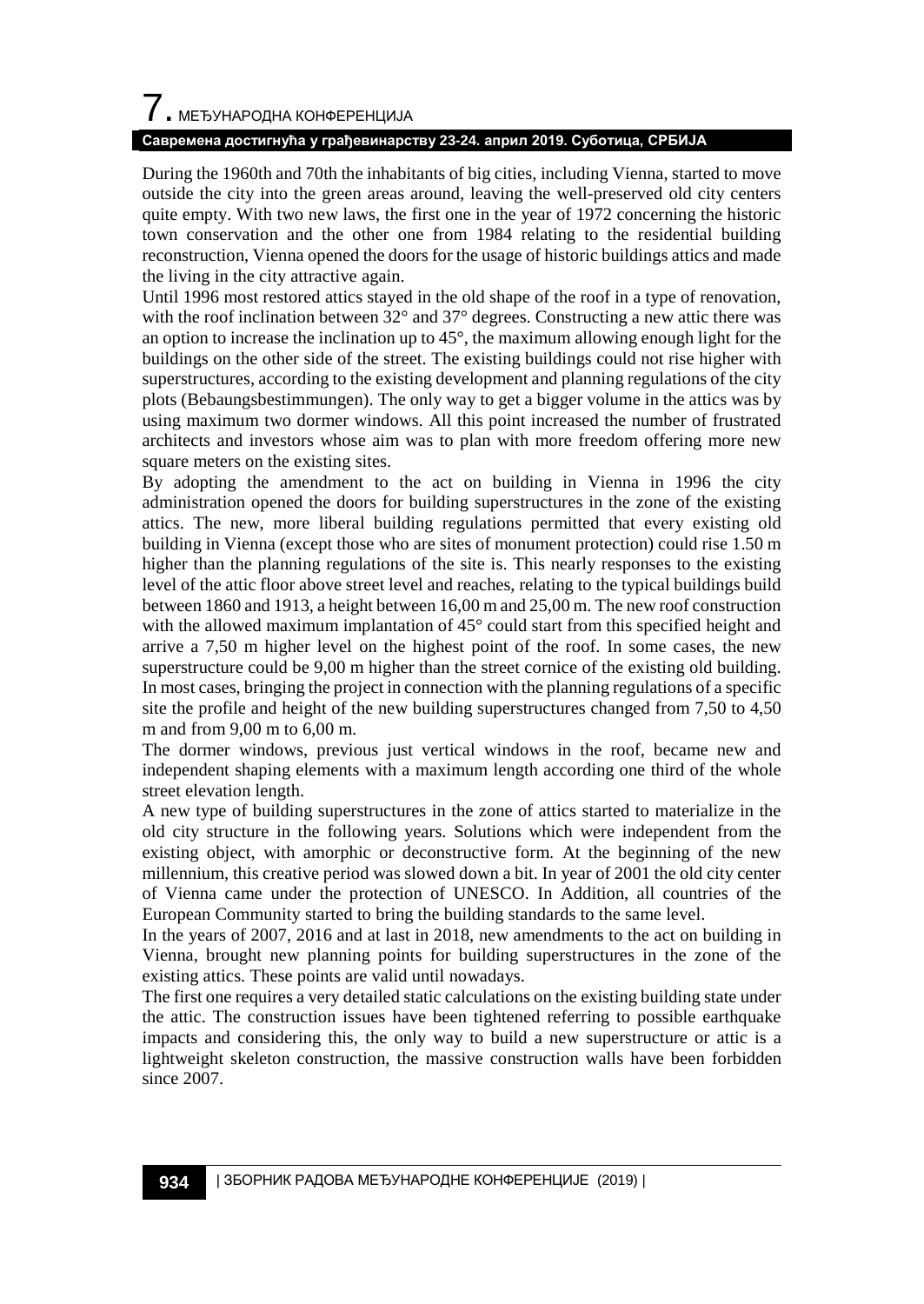During the 1960th and 70th the inhabitants of big cities, including Vienna, started to move outside the city into the green areas around, leaving the well-preserved old city centers quite empty. With two new laws, the first one in the year of 1972 concerning the historic town conservation and the other one from 1984 relating to the residential building reconstruction, Vienna opened the doors for the usage of historic buildings attics and made the living in the city attractive again.

Until 1996 most restored attics stayed in the old shape of the roof in a type of renovation, with the roof inclination between 32° and 37° degrees. Constructing a new attic there was an option to increase the inclination up to 45°, the maximum allowing enough light for the buildings on the other side of the street. The existing buildings could not rise higher with superstructures, according to the existing development and planning regulations of the city plots (Bebaungsbestimmungen). The only way to get a bigger volume in the attics was by using maximum two dormer windows. All this point increased the number of frustrated architects and investors whose aim was to plan with more freedom offering more new square meters on the existing sites.

By adopting the amendment to the act on building in Vienna in 1996 the city administration opened the doors for building superstructures in the zone of the existing attics. The new, more liberal building regulations permitted that every existing old building in Vienna (except those who are sites of monument protection) could rise 1.50 m higher than the planning regulations of the site is. This nearly responses to the existing level of the attic floor above street level and reaches, relating to the typical buildings build between 1860 and 1913, a height between 16,00 m and 25,00 m. The new roof construction with the allowed maximum implantation of 45° could start from this specified height and arrive a 7,50 m higher level on the highest point of the roof. In some cases, the new superstructure could be 9,00 m higher than the street cornice of the existing old building. In most cases, bringing the project in connection with the planning regulations of a specific site the profile and height of the new building superstructures changed from 7,50 to 4,50 m and from 9,00 m to 6,00 m.

The dormer windows, previous just vertical windows in the roof, became new and independent shaping elements with a maximum length according one third of the whole street elevation length.

A new type of building superstructures in the zone of attics started to materialize in the old city structure in the following years. Solutions which were independent from the existing object, with amorphic or deconstructive form. At the beginning of the new millennium, this creative period was slowed down a bit. In year of 2001 the old city center of Vienna came under the protection of UNESCO. In Addition, all countries of the European Community started to bring the building standards to the same level.

In the years of 2007, 2016 and at last in 2018, new amendments to the act on building in Vienna, brought new planning points for building superstructures in the zone of the existing attics. These points are valid until nowadays.

The first one requires a very detailed static calculations on the existing building state under the attic. The construction issues have been tightened referring to possible earthquake impacts and considering this, the only way to build a new superstructure or attic is a lightweight skeleton construction, the massive construction walls have been forbidden since 2007.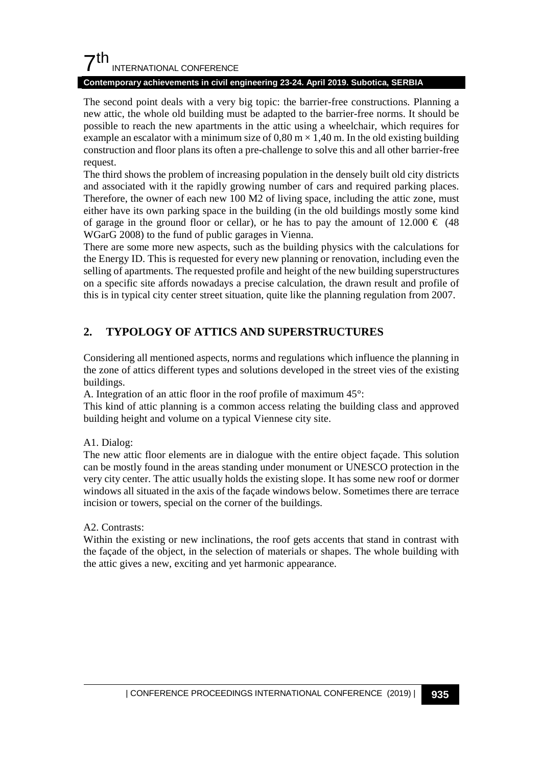The second point deals with a very big topic: the barrier-free constructions. Planning a new attic, the whole old building must be adapted to the barrier-free norms. It should be possible to reach the new apartments in the attic using a wheelchair, which requires for example an escalator with a minimum size of 0,80 m × 1,40 m. In the old existing building construction and floor plans its often a pre-challenge to solve this and all other barrier-free request.

The third shows the problem of increasing population in the densely built old city districts and associated with it the rapidly growing number of cars and required parking places. Therefore, the owner of each new 100 M2 of living space, including the attic zone, must either have its own parking space in the building (in the old buildings mostly some kind of garage in the ground floor or cellar), or he has to pay the amount of 12.000 € (48 WGarG 2008) to the fund of public garages in Vienna.

There are some more new aspects, such as the building physics with the calculations for the Energy ID. This is requested for every new planning or renovation, including even the selling of apartments. The requested profile and height of the new building superstructures on a specific site affords nowadays a precise calculation, the drawn result and profile of this is in typical city center street situation, quite like the planning regulation from 2007.

## 2. TYPOLOGY OF ATTICS AND SUPERSTRUCTURES

Considering all mentioned aspects, norms and regulations which influence the planning in the zone of attics different types and solutions developed in the street vies of the existing buildings.

A. Integration of an attic floor in the roof profile of maximum 45°:

This kind of attic planning is a common access relating the building class and approved building height and volume on a typical Viennese city site.

A1. Dialog:

The new attic floor elements are in dialogue with the entire object façade. This solution can be mostly found in the areas standing under monument or UNESCO protection in the very city center. The attic usually holds the existing slope. It has some new roof or dormer windows all situated in the axis of the façade windows below. Sometimes there are terrace incision or towers, special on the corner of the buildings.

A2. Contrasts:

Within the existing or new inclinations, the roof gets accents that stand in contrast with the façade of the object, in the selection of materials or shapes. The whole building with the attic gives a new, exciting and yet harmonic appearance.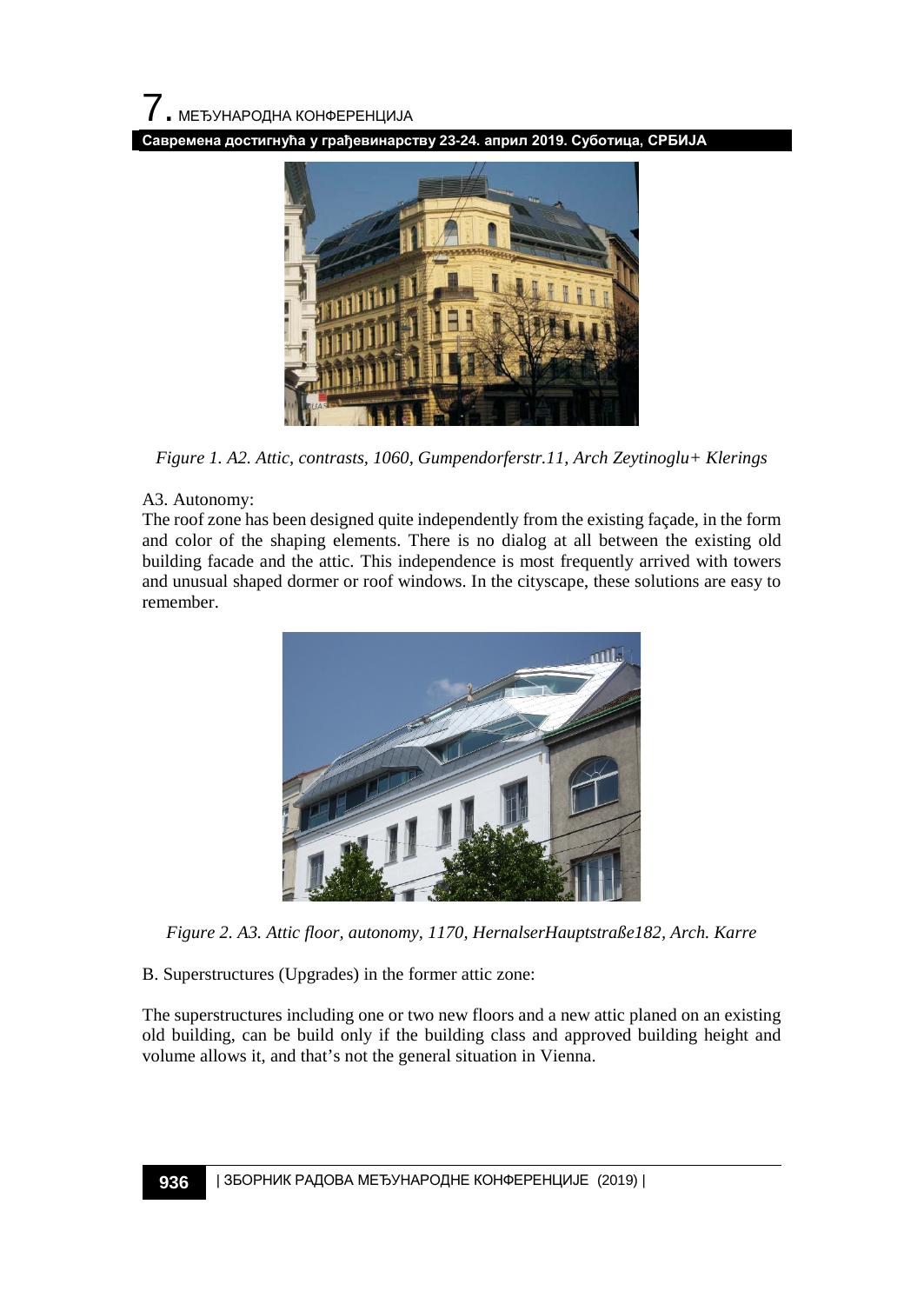*Figure 1. A2. Attic, contrasts, 1060, Gumpendorferstr.11, Arch Zeytinoglu+ Klerings*

A3. Autonomy:

The roof zone has been designed quite independently from the existing façade, in the form and color of the shaping elements. There is no dialog at all between the existing old building facade and the attic. This independence is most frequently arrived with towers and unusual shaped dormer or roof windows. In the cityscape, these solutions are easy to remember.

*Figure 2. A3. Attic floor, autonomy, 1170, HernalserHauptstraße182, Arch. Karre*

B. Superstructures (Upgrades) in the former attic zone:

The superstructures including one or two new floors and a new attic planed on an existing old building, can be build only if the building class and approved building height and volume allows it, and that's not the general situation in Vienna.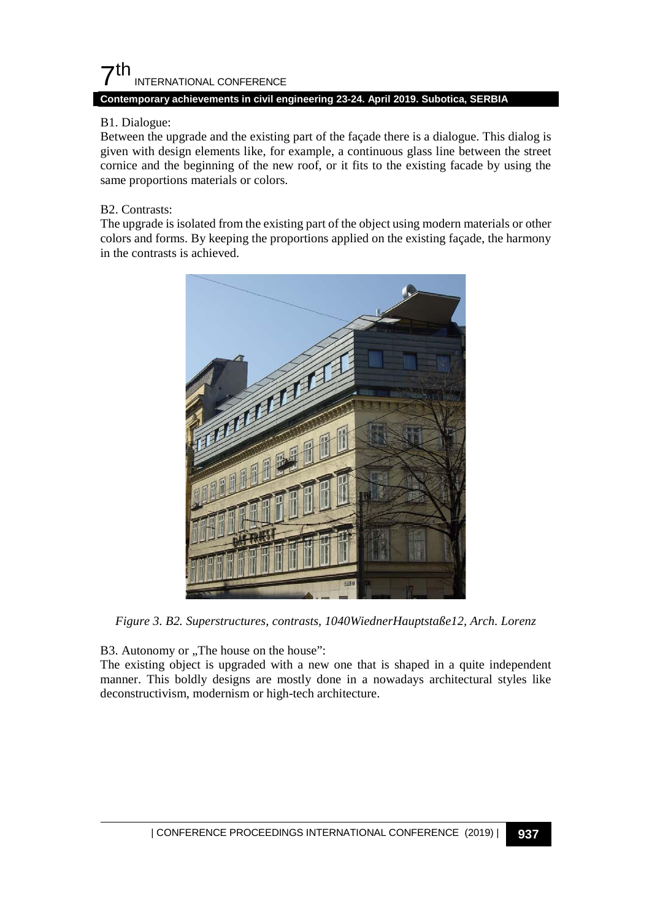B1. Dialogue:

Between the upgrade and the existing part of the façade there is a dialogue. This dialog is given with design elements like, for example, a continuous glass line between the street cornice and the beginning of the new roof, or it fits to the existing facade by using the same proportions materials or colors.

B2. Contrasts:

The upgrade is isolated from the existing part of the object using modern materials or other colors and forms. By keeping the proportions applied on the existing façade, the harmony in the contrasts is achieved.

*Figure 3. B2. Superstructures, contrasts, 1040WiednerHauptstaße12, Arch. Lorenz*

B3. Autonomy or „The house on the house":

The existing object is upgraded with a new one that is shaped in a quite independent manner. This boldly designs are mostly done in a nowadays architectural styles like deconstructivism, modernism or high-tech architecture.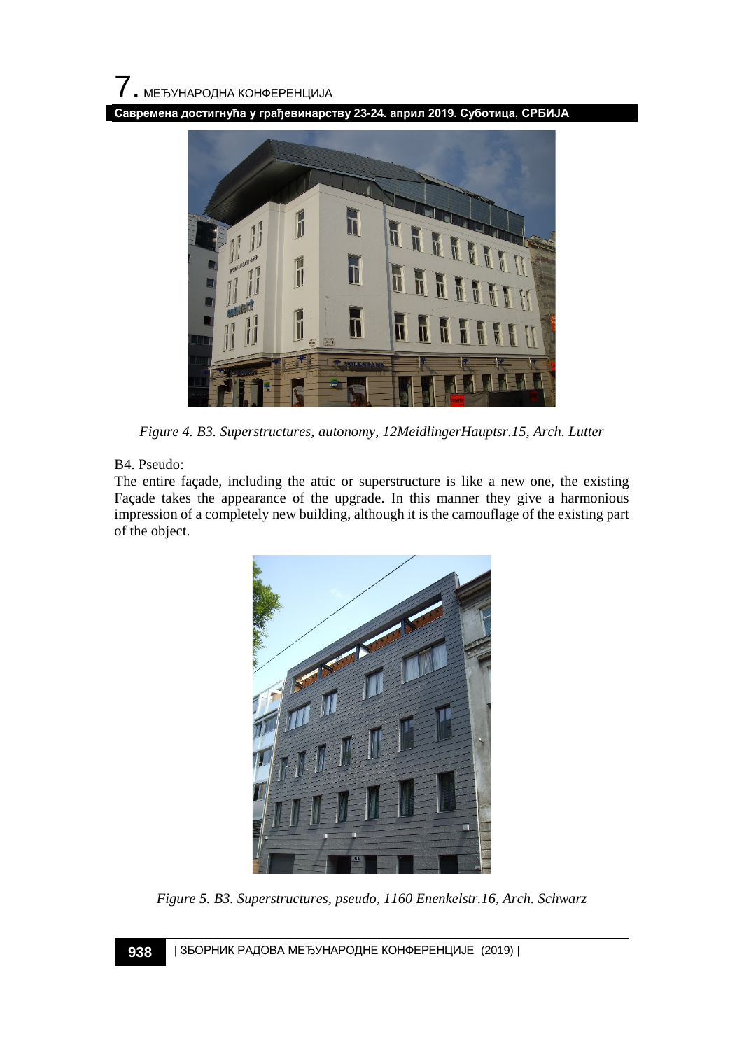*Figure 4. B3. Superstructures, autonomy, 12MeidlingerHauptsr.15, Arch. Lutter*

B4. Pseudo:

The entire façade, including the attic or superstructure is like a new one, the existing Façade takes the appearance of the upgrade. In this manner they give a harmonious impression of a completely new building, although it is the camouflage of the existing part of the object.

*Figure 5. B3. Superstructures, pseudo, 1160 Enenkelstr.16, Arch. Schwarz*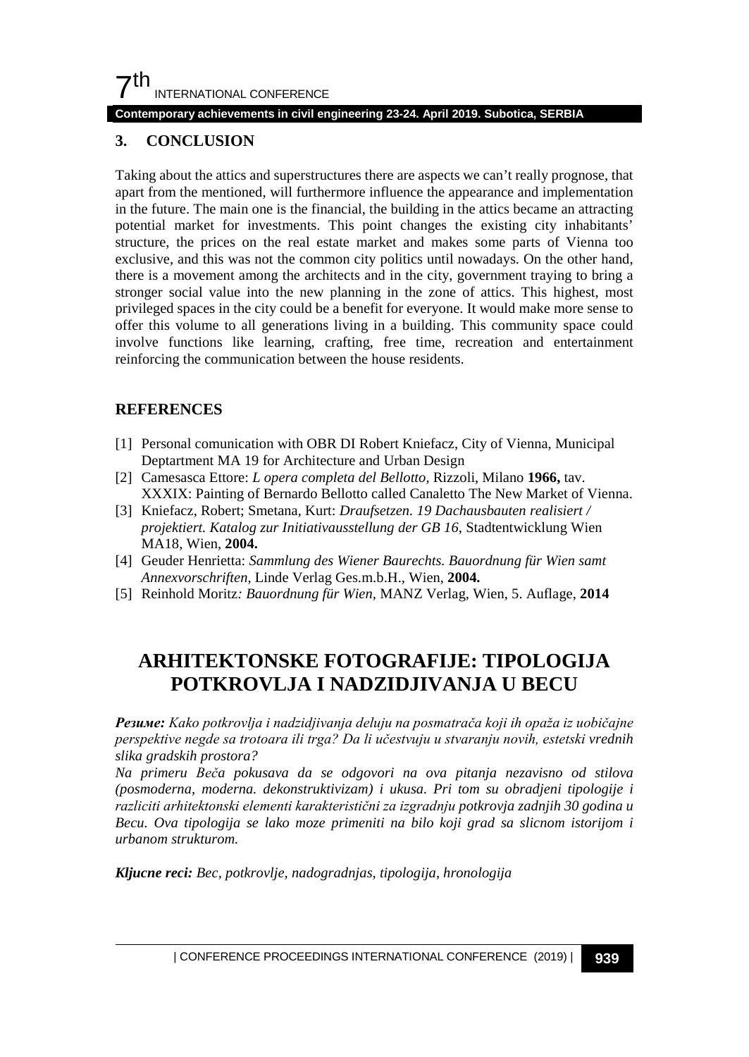## 3. CONCLUSION

Taking about the attics and superstructures there are aspects we can't really prognose, that apart from the mentioned, will furthermore influence the appearance and implementation in the future. The main one is the financial, the building in the attics became an attracting potential market for investments. This point changes the existing city inhabitants' structure, the prices on the real estate market and makes some parts of Vienna too exclusive, and this was not the common city politics until nowadays. On the other hand, there is a movement among the architects and in the city, government traying to bring a stronger social value into the new planning in the zone of attics. This highest, most privileged spaces in the city could be a benefit for everyone. It would make more sense to offer this volume to all generations living in a building. This community space could involve functions like learning, crafting, free time, recreation and entertainment reinforcing the communication between the house residents.

## REFERENCES

[1] Personal comunication with OBR DI Robert Kniefacz, City of Vienna, Municipal Deptartment MA 19 for Architecture and Urban Design

[2] Camesasca Ettore: *L opera completa del Bellotto,* Rizzoli, Milano **1966,** tav. XXXIX: Painting of Bernardo Bellotto called Canaletto The New Market of Vienna.

[3] Kniefacz, Robert; Smetana, Kurt: *Draufsetzen. 19 Dachausbauten realisiert / projektiert. Katalog zur Initiativausstellung der GB 16*, Stadtentwicklung Wien MA18, Wien, **2004.**

[4] Geuder Henrietta: *Sammlung des Wiener Baurechts. Bauordnung für Wien samt Annexvorschriften*, Linde Verlag Ges.m.b.H., Wien, **2004.**

[5] Reinhold Moritz*: Bauordnung für Wien*, MANZ Verlag, Wien, 5. Auflage, **2014**

# ARHITEKTONSKE FOTOGRAFIJE: TIPOLOGIJA POTKROVLJA I NADZIDJIVANJA U BECU

***Резиме:*** *Kako potkrovlja i nadzidjivanja deluju na posmatrača koji ih opaža iz uobičajne perspektive negde sa trotoara ili trga? Da li učestvuju u stvaranju novih, estetski vrednih slika gradskih prostora?*

*Na primeru Beča pokusava da se odgovori na ova pitanja nezavisno od stilova (posmoderna, moderna. dekonstruktivizam) i ukusa. Pri tom su obradjeni tipologije i razliciti arhitektonski elementi karakteristični za izgradnju potkrovja zadnjih 30 godina u Becu. Ova tipologija se lako moze primeniti na bilo koji grad sa slicnom istorijom i urbanom strukturom.*

***Kljucne reci:*** *Bec, potkrovlje, nadogradnjas, tipologija, hronologija*